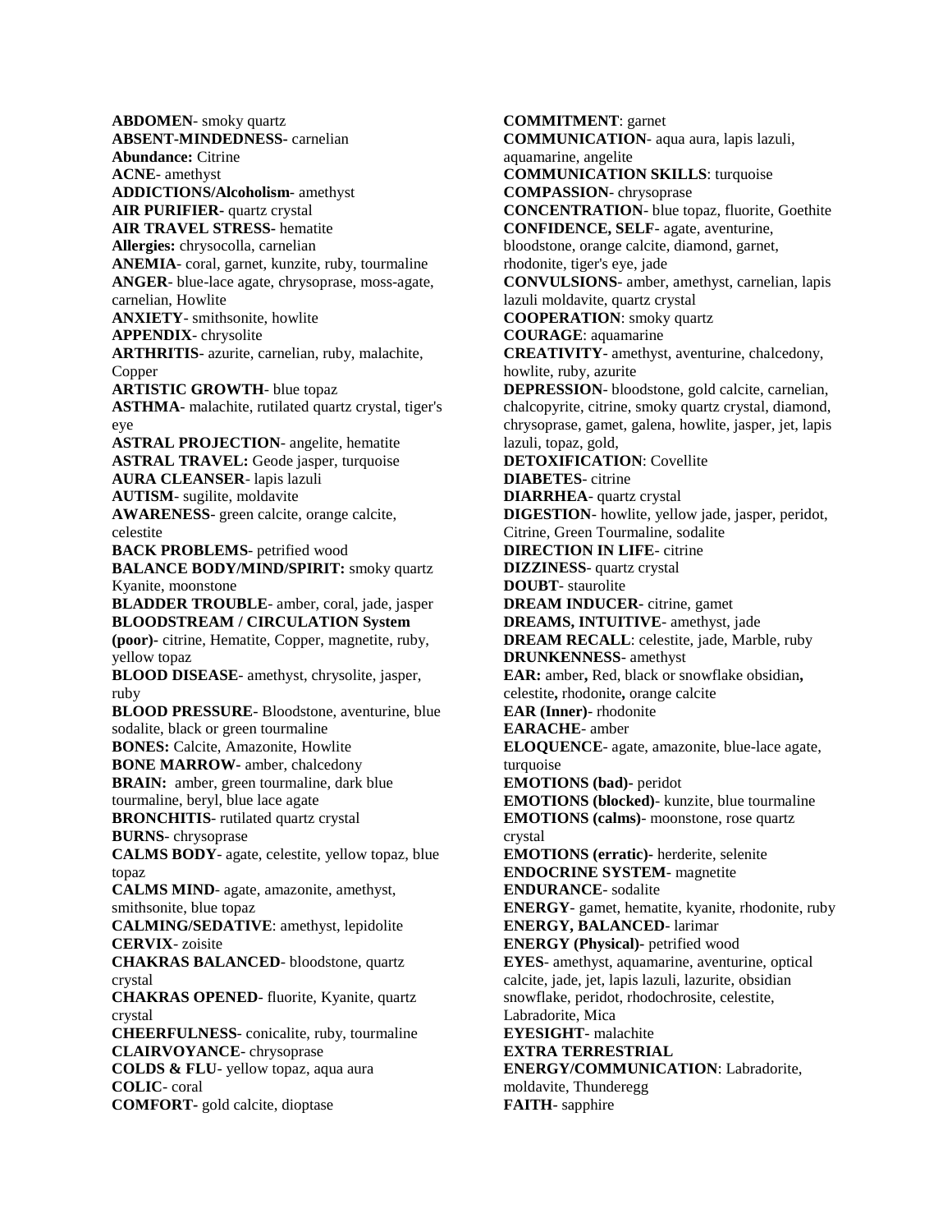**ABDOMEN**- smoky quartz
**ABSENT-MINDEDNESS**- carnelian
**Abundance:** Citrine
**ACNE**- amethyst
**ADDICTIONS/Alcoholism**- amethyst
**AIR PURIFIER**- quartz crystal
**AIR TRAVEL STRESS**- hematite
**Allergies:** chrysocolla, carnelian
**ANEMIA**- coral, garnet, kunzite, ruby, tourmaline
**ANGER**- blue-lace agate, chrysoprase, moss-agate, carnelian, Howlite
**ANXIETY**- smithsonite, howlite
**APPENDIX**- chrysolite
**ARTHRITIS**- azurite, carnelian, ruby, malachite, Copper
**ARTISTIC GROWTH**- blue topaz
**ASTHMA**- malachite, rutilated quartz crystal, tiger's eye
**ASTRAL PROJECTION**- angelite, hematite
**ASTRAL TRAVEL:** Geode jasper, turquoise
**AURA CLEANSER**- lapis lazuli
**AUTISM**- sugilite, moldavite
**AWARENESS**- green calcite, orange calcite, celestite
**BACK PROBLEMS**- petrified wood
**BALANCE BODY/MIND/SPIRIT:** smoky quartz Kyanite, moonstone
**BLADDER TROUBLE**- amber, coral, jade, jasper
**BLOODSTREAM / CIRCULATION System (poor)**- citrine, Hematite, Copper, magnetite, ruby, yellow topaz
**BLOOD DISEASE**- amethyst, chrysolite, jasper, ruby
**BLOOD PRESSURE**- Bloodstone, aventurine, blue sodalite, black or green tourmaline
**BONES:** Calcite, Amazonite, Howlite
**BONE MARROW**- amber, chalcedony
**BRAIN:** amber, green tourmaline, dark blue tourmaline, beryl, blue lace agate
**BRONCHITIS**- rutilated quartz crystal
**BURNS**- chrysoprase
**CALMS BODY**- agate, celestite, yellow topaz, blue topaz
**CALMS MIND**- agate, amazonite, amethyst, smithsonite, blue topaz
**CALMING/SEDATIVE**: amethyst, lepidolite
**CERVIX**- zoisite
**CHAKRAS BALANCED**- bloodstone, quartz crystal
**CHAKRAS OPENED**- fluorite, Kyanite, quartz crystal
**CHEERFULNESS**- conicalite, ruby, tourmaline
**CLAIRVOYANCE**- chrysoprase
**COLDS & FLU**- yellow topaz, aqua aura
**COLIC**- coral
**COMFORT**- gold calcite, dioptase
**COMMITMENT**: garnet
**COMMUNICATION**- aqua aura, lapis lazuli, aquamarine, angelite
**COMMUNICATION SKILLS**: turquoise
**COMPASSION**- chrysoprase
**CONCENTRATION**- blue topaz, fluorite, Goethite
**CONFIDENCE, SELF**- agate, aventurine, bloodstone, orange calcite, diamond, garnet, rhodonite, tiger's eye, jade
**CONVULSIONS**- amber, amethyst, carnelian, lapis lazuli moldavite, quartz crystal
**COOPERATION**: smoky quartz
**COURAGE**: aquamarine
**CREATIVITY**- amethyst, aventurine, chalcedony, howlite, ruby, azurite
**DEPRESSION**- bloodstone, gold calcite, carnelian, chalcopyrite, citrine, smoky quartz crystal, diamond, chrysoprase, gamet, galena, howlite, jasper, jet, lapis lazuli, topaz, gold,
**DETOXIFICATION**: Covellite
**DIABETES**- citrine
**DIARRHEA**- quartz crystal
**DIGESTION**- howlite, yellow jade, jasper, peridot, Citrine, Green Tourmaline, sodalite
**DIRECTION IN LIFE**- citrine
**DIZZINESS**- quartz crystal
**DOUBT**- staurolite
**DREAM INDUCER**- citrine, gamet
**DREAMS, INTUITIVE**- amethyst, jade
**DREAM RECALL**: celestite, jade, Marble, ruby
**DRUNKENNESS**- amethyst
**EAR:** amber**,** Red, black or snowflake obsidian**,** celestite**,** rhodonite**,** orange calcite
**EAR (Inner)**- rhodonite
**EARACHE**- amber
**ELOQUENCE**- agate, amazonite, blue-lace agate, turquoise
**EMOTIONS (bad)**- peridot
**EMOTIONS (blocked)**- kunzite, blue tourmaline
**EMOTIONS (calms)**- moonstone, rose quartz crystal
**EMOTIONS (erratic)**- herderite, selenite
**ENDOCRINE SYSTEM**- magnetite
**ENDURANCE**- sodalite
**ENERGY**- gamet, hematite, kyanite, rhodonite, ruby
**ENERGY, BALANCED**- larimar
**ENERGY (Physical)**- petrified wood
**EYES**- amethyst, aquamarine, aventurine, optical calcite, jade, jet, lapis lazuli, lazurite, obsidian snowflake, peridot, rhodochrosite, celestite, Labradorite, Mica
**EYESIGHT**- malachite
**EXTRA TERRESTRIAL ENERGY/COMMUNICATION**: Labradorite, moldavite, Thunderegg
**FAITH**- sapphire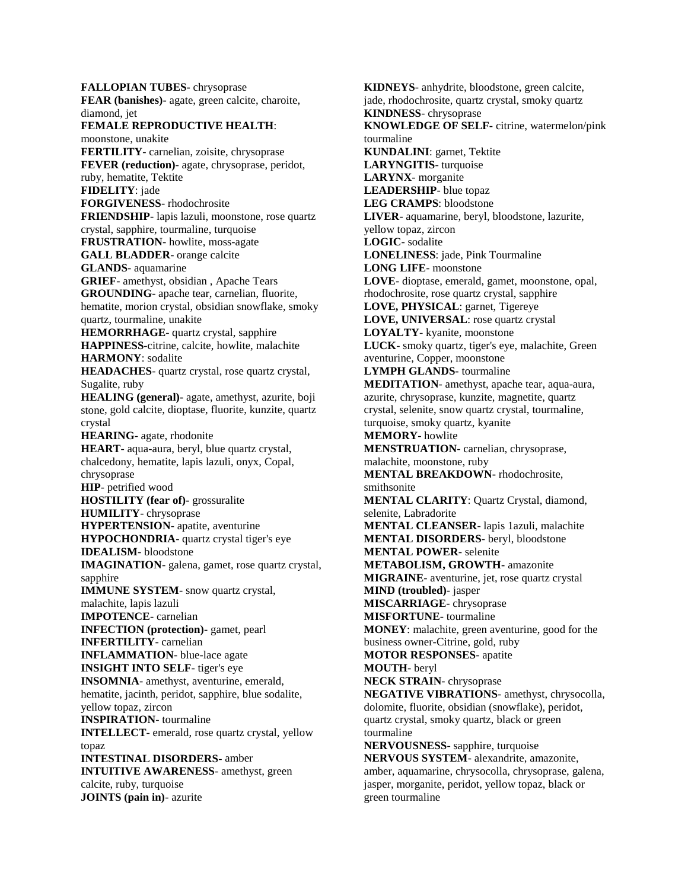**FALLOPIAN TUBES**- chrysoprase
**FEAR (banishes)**- agate, green calcite, charoite, diamond, jet
**FEMALE REPRODUCTIVE HEALTH**: moonstone, unakite
**FERTILITY**- carnelian, zoisite, chrysoprase
**FEVER (reduction)**- agate, chrysoprase, peridot, ruby, hematite, Tektite
**FIDELITY**: jade
**FORGIVENESS**- rhodochrosite
**FRIENDSHIP**- lapis lazuli, moonstone, rose quartz crystal, sapphire, tourmaline, turquoise
**FRUSTRATION**- howlite, moss-agate
**GALL BLADDER**- orange calcite
**GLANDS**- aquamarine
**GRIEF**- amethyst, obsidian , Apache Tears
**GROUNDING**- apache tear, carnelian, fluorite, hematite, morion crystal, obsidian snowflake, smoky quartz, tourmaline, unakite
**HEMORRHAGE**- quartz crystal, sapphire
**HAPPINESS**-citrine, calcite, howlite, malachite
**HARMONY**: sodalite
**HEADACHES**- quartz crystal, rose quartz crystal, Sugalite, ruby
**HEALING (general)**- agate, amethyst, azurite, boji stone, gold calcite, dioptase, fluorite, kunzite, quartz crystal
**HEARING**- agate, rhodonite
**HEART**- aqua-aura, beryl, blue quartz crystal, chalcedony, hematite, lapis lazuli, onyx, Copal, chrysoprase
**HIP**- petrified wood
**HOSTILITY (fear of)**- grossuralite
**HUMILITY**- chrysoprase
**HYPERTENSION**- apatite, aventurine
**HYPOCHONDRIA**- quartz crystal tiger's eye
**IDEALISM**- bloodstone
**IMAGINATION**- galena, gamet, rose quartz crystal, sapphire
**IMMUNE SYSTEM**- snow quartz crystal, malachite, lapis lazuli
**IMPOTENCE**- carnelian
**INFECTION (protection)**- gamet, pearl
**INFERTILITY**- carnelian
**INFLAMMATION**- blue-lace agate
**INSIGHT INTO SELF**- tiger's eye
**INSOMNIA**- amethyst, aventurine, emerald, hematite, jacinth, peridot, sapphire, blue sodalite, yellow topaz, zircon
**INSPIRATION**- tourmaline
**INTELLECT**- emerald, rose quartz crystal, yellow topaz
**INTESTINAL DISORDERS**- amber
**INTUITIVE AWARENESS**- amethyst, green calcite, ruby, turquoise
**JOINTS (pain in)**- azurite
**KIDNEYS**- anhydrite, bloodstone, green calcite, jade, rhodochrosite, quartz crystal, smoky quartz
**KINDNESS**- chrysoprase
**KNOWLEDGE OF SELF**- citrine, watermelon/pink tourmaline
**KUNDALINI**: garnet, Tektite
**LARYNGITIS**- turquoise
**LARYNX**- morganite
**LEADERSHIP**- blue topaz
**LEG CRAMPS**: bloodstone
**LIVER**- aquamarine, beryl, bloodstone, lazurite, yellow topaz, zircon
**LOGIC**- sodalite
**LONELINESS**: jade, Pink Tourmaline
**LONG LIFE**- moonstone
**LOVE**- dioptase, emerald, gamet, moonstone, opal, rhodochrosite, rose quartz crystal, sapphire
**LOVE, PHYSICAL**: garnet, Tigereye
**LOVE, UNIVERSAL**: rose quartz crystal
**LOYALTY**- kyanite, moonstone
**LUCK**- smoky quartz, tiger's eye, malachite, Green aventurine, Copper, moonstone
**LYMPH GLANDS**- tourmaline
**MEDITATION**- amethyst, apache tear, aqua-aura, azurite, chrysoprase, kunzite, magnetite, quartz crystal, selenite, snow quartz crystal, tourmaline, turquoise, smoky quartz, kyanite
**MEMORY**- howlite
**MENSTRUATION**- carnelian, chrysoprase, malachite, moonstone, ruby
**MENTAL BREAKDOWN**- rhodochrosite, smithsonite
**MENTAL CLARITY**: Quartz Crystal, diamond, selenite, Labradorite
**MENTAL CLEANSER**- lapis 1azuli, malachite
**MENTAL DISORDERS**- beryl, bloodstone
**MENTAL POWER**- selenite
**METABOLISM, GROWTH**- amazonite
**MIGRAINE**- aventurine, jet, rose quartz crystal
**MIND (troubled)**- jasper
**MISCARRIAGE**- chrysoprase
**MISFORTUNE**- tourmaline
**MONEY**: malachite, green aventurine, good for the business owner-Citrine, gold, ruby
**MOTOR RESPONSES**- apatite
**MOUTH**- beryl
**NECK STRAIN**- chrysoprase
**NEGATIVE VIBRATIONS**- amethyst, chrysocolla, dolomite, fluorite, obsidian (snowflake), peridot, quartz crystal, smoky quartz, black or green tourmaline
**NERVOUSNESS**- sapphire, turquoise
**NERVOUS SYSTEM**- alexandrite, amazonite, amber, aquamarine, chrysocolla, chrysoprase, galena, jasper, morganite, peridot, yellow topaz, black or green tourmaline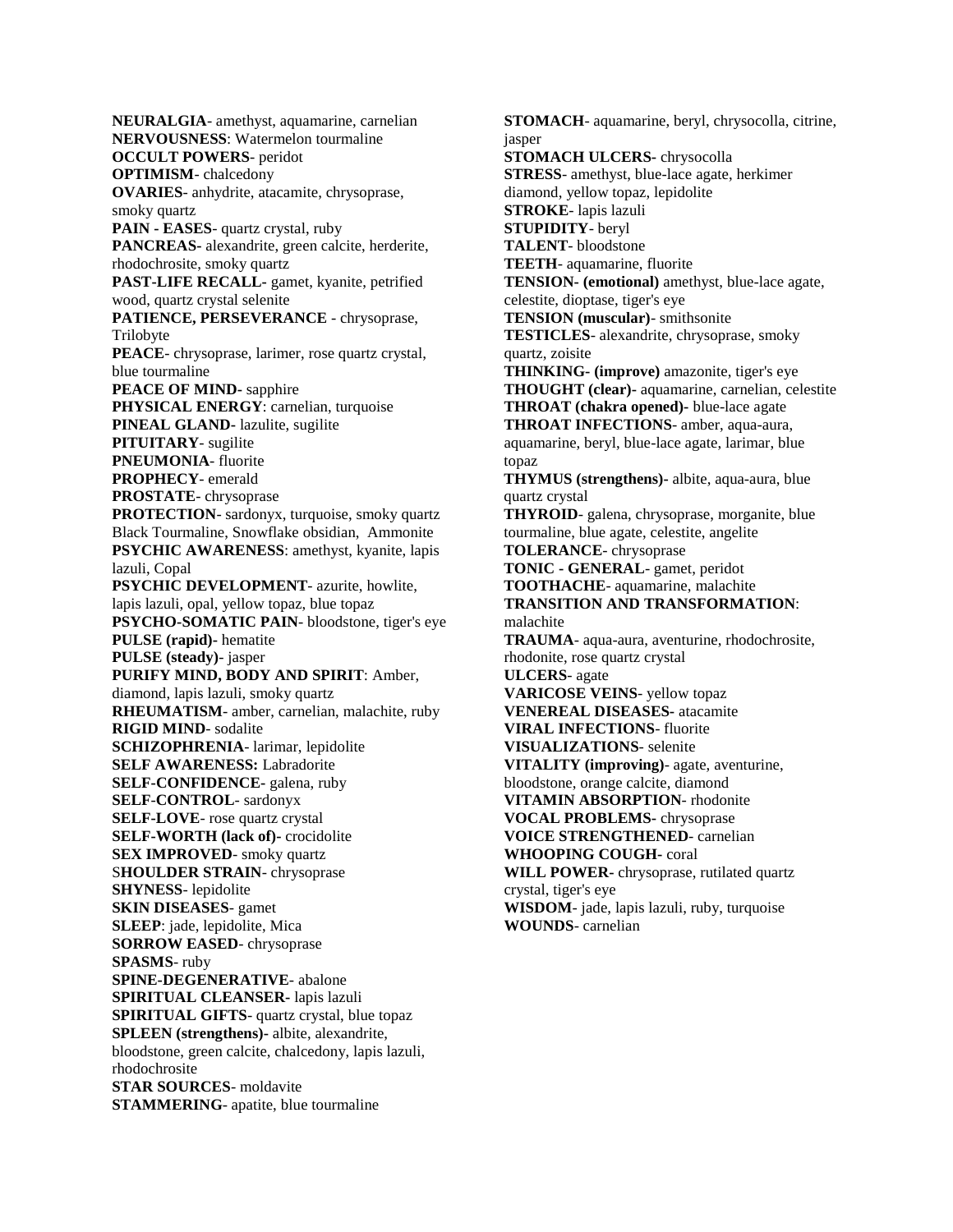**NEURALGIA**- amethyst, aquamarine, carnelian
**NERVOUSNESS**: Watermelon tourmaline
**OCCULT POWERS**- peridot
**OPTIMISM**- chalcedony
**OVARIES**- anhydrite, atacamite, chrysoprase, smoky quartz
**PAIN - EASES**- quartz crystal, ruby
**PANCREAS-** alexandrite, green calcite, herderite, rhodochrosite, smoky quartz
**PAST-LIFE RECALL-** gamet, kyanite, petrified wood, quartz crystal selenite
**PATIENCE, PERSEVERANCE** - chrysoprase, Trilobyte
**PEACE-** chrysoprase, larimer, rose quartz crystal, blue tourmaline
**PEACE OF MIND-** sapphire
**PHYSICAL ENERGY**: carnelian, turquoise
**PINEAL GLAND-** lazulite, sugilite
**PITUITARY**- sugilite
**PNEUMONIA**- fluorite
**PROPHECY**- emerald
**PROSTATE**- chrysoprase
**PROTECTION**- sardonyx, turquoise, smoky quartz Black Tourmaline, Snowflake obsidian, Ammonite
**PSYCHIC AWARENESS**: amethyst, kyanite, lapis lazuli, Copal
**PSYCHIC DEVELOPMENT**- azurite, howlite, lapis lazuli, opal, yellow topaz, blue topaz
**PSYCHO-SOMATIC PAIN**- bloodstone, tiger's eye
**PULSE (rapid)**- hematite
**PULSE (steady)**- jasper
**PURIFY MIND, BODY AND SPIRIT**: Amber, diamond, lapis lazuli, smoky quartz
**RHEUMATISM**- amber, carnelian, malachite, ruby
**RIGID MIND**- sodalite
**SCHIZOPHRENIA**- larimar, lepidolite
**SELF AWARENESS:** Labradorite
**SELF-CONFIDENCE-** galena, ruby
**SELF-CONTROL**- sardonyx
**SELF-LOVE**- rose quartz crystal
**SELF-WORTH (lack of)-** crocidolite
**SEX IMPROVED**- smoky quartz
**SHOULDER STRAIN**- chrysoprase
**SHYNESS**- lepidolite
**SKIN DISEASES**- gamet
**SLEEP**: jade, lepidolite, Mica
**SORROW EASED**- chrysoprase
**SPASMS**- ruby
**SPINE-DEGENERATIVE**- abalone
**SPIRITUAL CLEANSER-** lapis lazuli
**SPIRITUAL GIFTS**- quartz crystal, blue topaz
**SPLEEN (strengthens)-** albite, alexandrite, bloodstone, green calcite, chalcedony, lapis lazuli, rhodochrosite
**STAR SOURCES**- moldavite
**STAMMERING**- apatite, blue tourmaline
**STOMACH**- aquamarine, beryl, chrysocolla, citrine, jasper
**STOMACH ULCERS-** chrysocolla
**STRESS**- amethyst, blue-lace agate, herkimer diamond, yellow topaz, lepidolite
**STROKE**- lapis lazuli
**STUPIDITY**- beryl
**TALENT**- bloodstone
**TEETH**- aquamarine, fluorite
**TENSION- (emotional)** amethyst, blue-lace agate, celestite, dioptase, tiger's eye
**TENSION (muscular)**- smithsonite
**TESTICLES**- alexandrite, chrysoprase, smoky quartz, zoisite
**THINKING- (improve)** amazonite, tiger's eye
**THOUGHT (clear)-** aquamarine, carnelian, celestite
**THROAT (chakra opened)-** blue-lace agate
**THROAT INFECTIONS**- amber, aqua-aura, aquamarine, beryl, blue-lace agate, larimar, blue topaz
**THYMUS (strengthens)-** albite, aqua-aura, blue quartz crystal
**THYROID**- galena, chrysoprase, morganite, blue tourmaline, blue agate, celestite, angelite
**TOLERANCE**- chrysoprase
**TONIC - GENERAL**- gamet, peridot
**TOOTHACHE**- aquamarine, malachite
**TRANSITION AND TRANSFORMATION**: malachite
**TRAUMA**- aqua-aura, aventurine, rhodochrosite, rhodonite, rose quartz crystal
**ULCERS**- agate
**VARICOSE VEINS**- yellow topaz
**VENEREAL DISEASES-** atacamite
**VIRAL INFECTIONS**- fluorite
**VISUALIZATIONS**- selenite
**VITALITY (improving)**- agate, aventurine, bloodstone, orange calcite, diamond
**VITAMIN ABSORPTION**- rhodonite
**VOCAL PROBLEMS**- chrysoprase
**VOICE STRENGTHENED**- carnelian
**WHOOPING COUGH-** coral
**WILL POWER-** chrysoprase, rutilated quartz crystal, tiger's eye
**WISDOM**- jade, lapis lazuli, ruby, turquoise
**WOUNDS**- carnelian